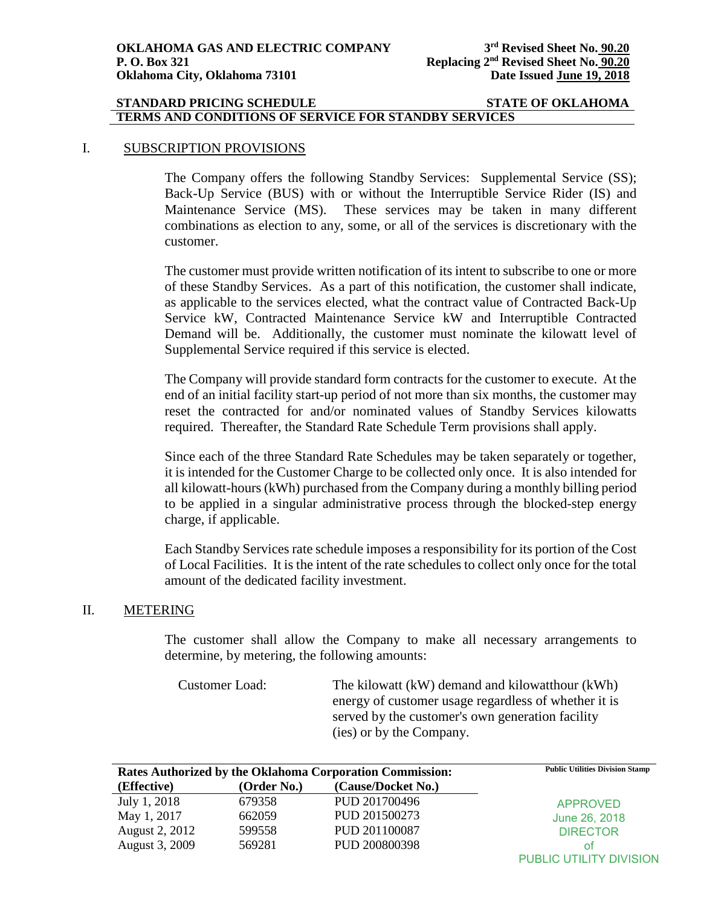**OKLAHOMA GAS AND ELECTRIC COMPANY**
**P. O. Box 321**
**Oklahoma City, Oklahoma 73101**

**3rd Revised Sheet No. 90.20**
**Replacing 2nd Revised Sheet No. 90.20**
**Date Issued June 19, 2018**

**STANDARD PRICING SCHEDULE** **STATE OF OKLAHOMA**

**TERMS AND CONDITIONS OF SERVICE FOR STANDBY SERVICES**

## I. SUBSCRIPTION PROVISIONS

The Company offers the following Standby Services: Supplemental Service (SS); Back-Up Service (BUS) with or without the Interruptible Service Rider (IS) and Maintenance Service (MS). These services may be taken in many different combinations as election to any, some, or all of the services is discretionary with the customer.

The customer must provide written notification of its intent to subscribe to one or more of these Standby Services. As a part of this notification, the customer shall indicate, as applicable to the services elected, what the contract value of Contracted Back-Up Service kW, Contracted Maintenance Service kW and Interruptible Contracted Demand will be. Additionally, the customer must nominate the kilowatt level of Supplemental Service required if this service is elected.

The Company will provide standard form contracts for the customer to execute. At the end of an initial facility start-up period of not more than six months, the customer may reset the contracted for and/or nominated values of Standby Services kilowatts required. Thereafter, the Standard Rate Schedule Term provisions shall apply.

Since each of the three Standard Rate Schedules may be taken separately or together, it is intended for the Customer Charge to be collected only once. It is also intended for all kilowatt-hours (kWh) purchased from the Company during a monthly billing period to be applied in a singular administrative process through the blocked-step energy charge, if applicable.

Each Standby Services rate schedule imposes a responsibility for its portion of the Cost of Local Facilities. It is the intent of the rate schedules to collect only once for the total amount of the dedicated facility investment.

## II. METERING

The customer shall allow the Company to make all necessary arrangements to determine, by metering, the following amounts:

Customer Load: The kilowatt (kW) demand and kilowatthour (kWh) energy of customer usage regardless of whether it is served by the customer's own generation facility (ies) or by the Company.

**Rates Authorized by the Oklahoma Corporation Commission:**

| (Effective) | (Order No.) | (Cause/Docket No.) |
|---|---|---|
| July 1, 2018 | 679358 | PUD 201700496 |
| May 1, 2017 | 662059 | PUD 201500273 |
| August 2, 2012 | 599558 | PUD 201100087 |
| August 3, 2009 | 569281 | PUD 200800398 |

**Public Utilities Division Stamp**

APPROVED
June 26, 2018
DIRECTOR
of
PUBLIC UTILITY DIVISION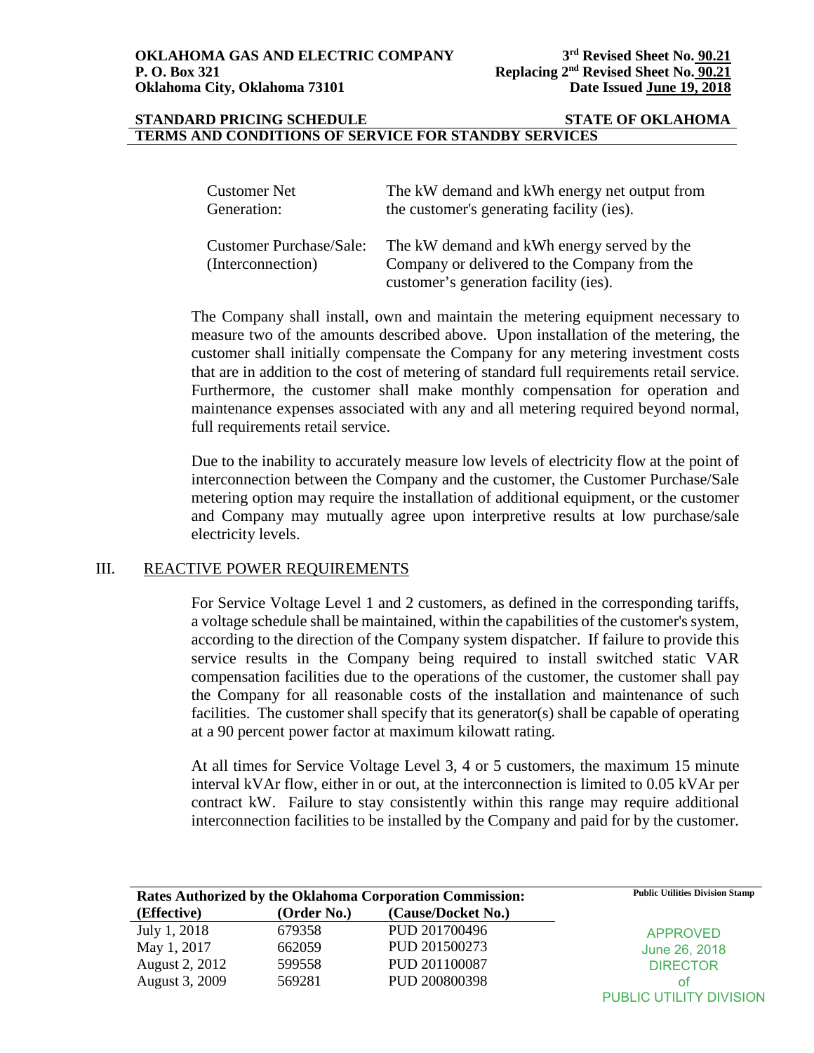| | |
|---|---|
| Customer Net Generation: | The kW demand and kWh energy net output from the customer's generating facility (ies). |
| Customer Purchase/Sale: (Interconnection) | The kW demand and kWh energy served by the Company or delivered to the Company from the customer's generation facility (ies). |

The Company shall install, own and maintain the metering equipment necessary to measure two of the amounts described above. Upon installation of the metering, the customer shall initially compensate the Company for any metering investment costs that are in addition to the cost of metering of standard full requirements retail service. Furthermore, the customer shall make monthly compensation for operation and maintenance expenses associated with any and all metering required beyond normal, full requirements retail service.

Due to the inability to accurately measure low levels of electricity flow at the point of interconnection between the Company and the customer, the Customer Purchase/Sale metering option may require the installation of additional equipment, or the customer and Company may mutually agree upon interpretive results at low purchase/sale electricity levels.

## III. REACTIVE POWER REQUIREMENTS

For Service Voltage Level 1 and 2 customers, as defined in the corresponding tariffs, a voltage schedule shall be maintained, within the capabilities of the customer's system, according to the direction of the Company system dispatcher. If failure to provide this service results in the Company being required to install switched static VAR compensation facilities due to the operations of the customer, the customer shall pay the Company for all reasonable costs of the installation and maintenance of such facilities. The customer shall specify that its generator(s) shall be capable of operating at a 90 percent power factor at maximum kilowatt rating.

At all times for Service Voltage Level 3, 4 or 5 customers, the maximum 15 minute interval kVAr flow, either in or out, at the interconnection is limited to 0.05 kVAr per contract kW. Failure to stay consistently within this range may require additional interconnection facilities to be installed by the Company and paid for by the customer.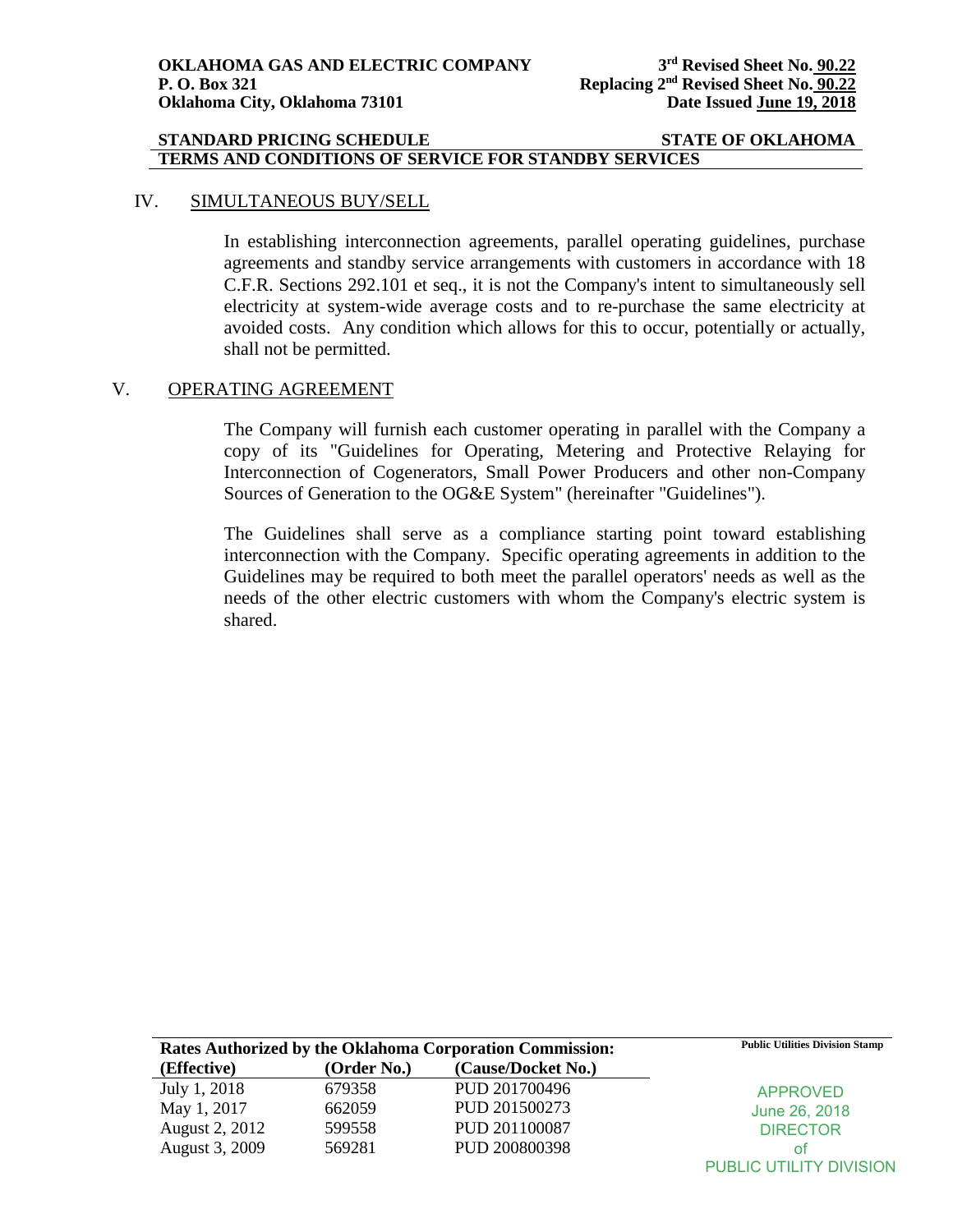## IV. SIMULTANEOUS BUY/SELL

In establishing interconnection agreements, parallel operating guidelines, purchase agreements and standby service arrangements with customers in accordance with 18 C.F.R. Sections 292.101 et seq., it is not the Company's intent to simultaneously sell electricity at system-wide average costs and to re-purchase the same electricity at avoided costs. Any condition which allows for this to occur, potentially or actually, shall not be permitted.

## V. OPERATING AGREEMENT

The Company will furnish each customer operating in parallel with the Company a copy of its "Guidelines for Operating, Metering and Protective Relaying for Interconnection of Cogenerators, Small Power Producers and other non-Company Sources of Generation to the OG&E System" (hereinafter "Guidelines").

The Guidelines shall serve as a compliance starting point toward establishing interconnection with the Company. Specific operating agreements in addition to the Guidelines may be required to both meet the parallel operators' needs as well as the needs of the other electric customers with whom the Company's electric system is shared.

**Rates Authorized by the Oklahoma Corporation Commission:**

| (Effective) | (Order No.) | (Cause/Docket No.) |
|---|---|---|
| July 1, 2018 | 679358 | PUD 201700496 |
| May 1, 2017 | 662059 | PUD 201500273 |
| August 2, 2012 | 599558 | PUD 201100087 |
| August 3, 2009 | 569281 | PUD 200800398 |

Public Utilities Division Stamp

APPROVED
June 26, 2018
DIRECTOR
of
PUBLIC UTILITY DIVISION